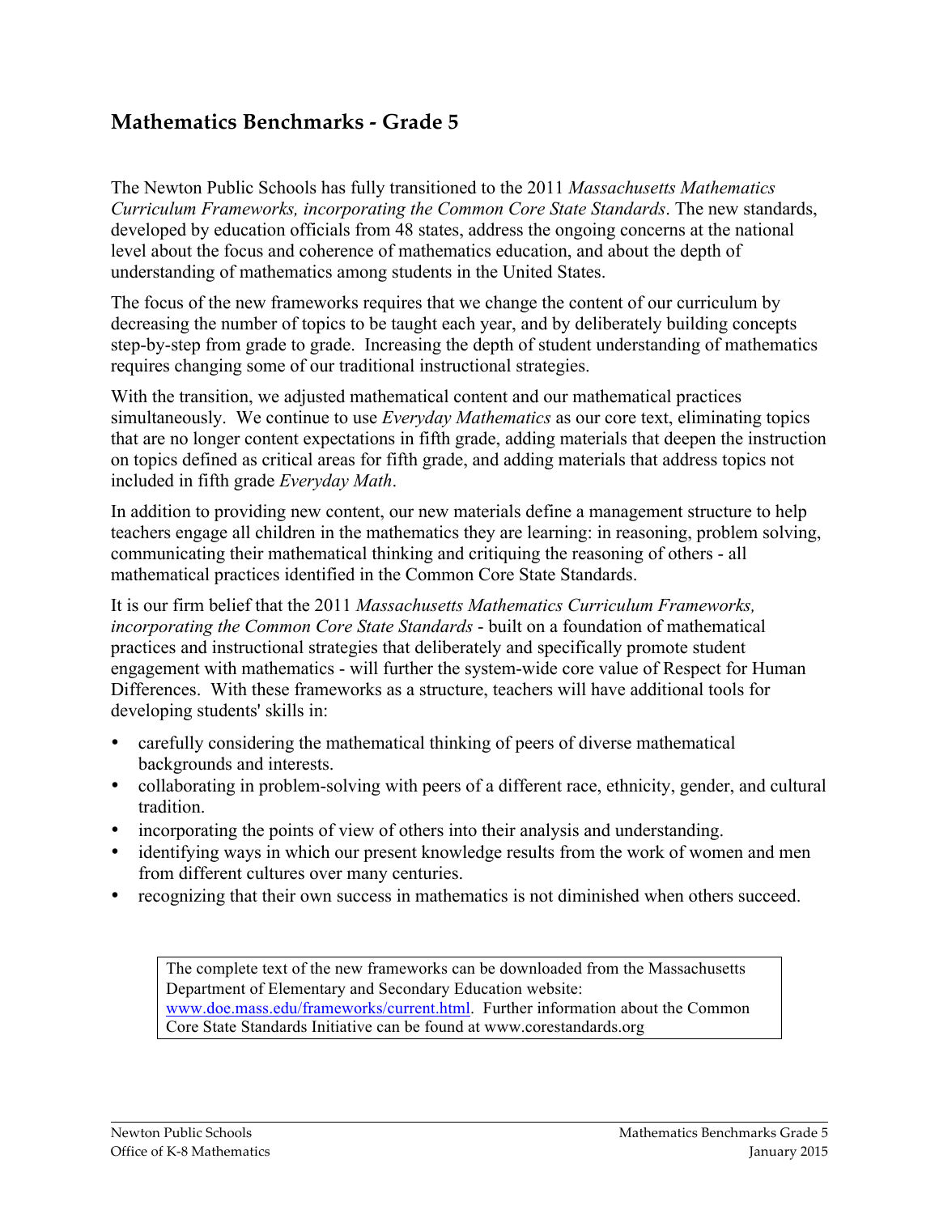## Mathematics Benchmarks - Grade 5

The Newton Public Schools has fully transitioned to the 2011 *Massachusetts Mathematics Curriculum Frameworks, incorporating the Common Core State Standards*. The new standards, developed by education officials from 48 states, address the ongoing concerns at the national level about the focus and coherence of mathematics education, and about the depth of understanding of mathematics among students in the United States.

The focus of the new frameworks requires that we change the content of our curriculum by decreasing the number of topics to be taught each year, and by deliberately building concepts step-by-step from grade to grade. Increasing the depth of student understanding of mathematics requires changing some of our traditional instructional strategies.

With the transition, we adjusted mathematical content and our mathematical practices simultaneously. We continue to use *Everyday Mathematics* as our core text, eliminating topics that are no longer content expectations in fifth grade, adding materials that deepen the instruction on topics defined as critical areas for fifth grade, and adding materials that address topics not included in fifth grade *Everyday Math*.

In addition to providing new content, our new materials define a management structure to help teachers engage all children in the mathematics they are learning: in reasoning, problem solving, communicating their mathematical thinking and critiquing the reasoning of others - all mathematical practices identified in the Common Core State Standards.

It is our firm belief that the 2011 *Massachusetts Mathematics Curriculum Frameworks, incorporating the Common Core State Standards* - built on a foundation of mathematical practices and instructional strategies that deliberately and specifically promote student engagement with mathematics - will further the system-wide core value of Respect for Human Differences. With these frameworks as a structure, teachers will have additional tools for developing students' skills in:

- carefully considering the mathematical thinking of peers of diverse mathematical backgrounds and interests.
- collaborating in problem-solving with peers of a different race, ethnicity, gender, and cultural tradition.
- incorporating the points of view of others into their analysis and understanding.
- identifying ways in which our present knowledge results from the work of women and men from different cultures over many centuries.
- recognizing that their own success in mathematics is not diminished when others succeed.

> The complete text of the new frameworks can be downloaded from the Massachusetts Department of Elementary and Secondary Education website: [www.doe.mass.edu/frameworks/current.html](www.doe.mass.edu/frameworks/current.html). Further information about the Common Core State Standards Initiative can be found at www.corestandards.org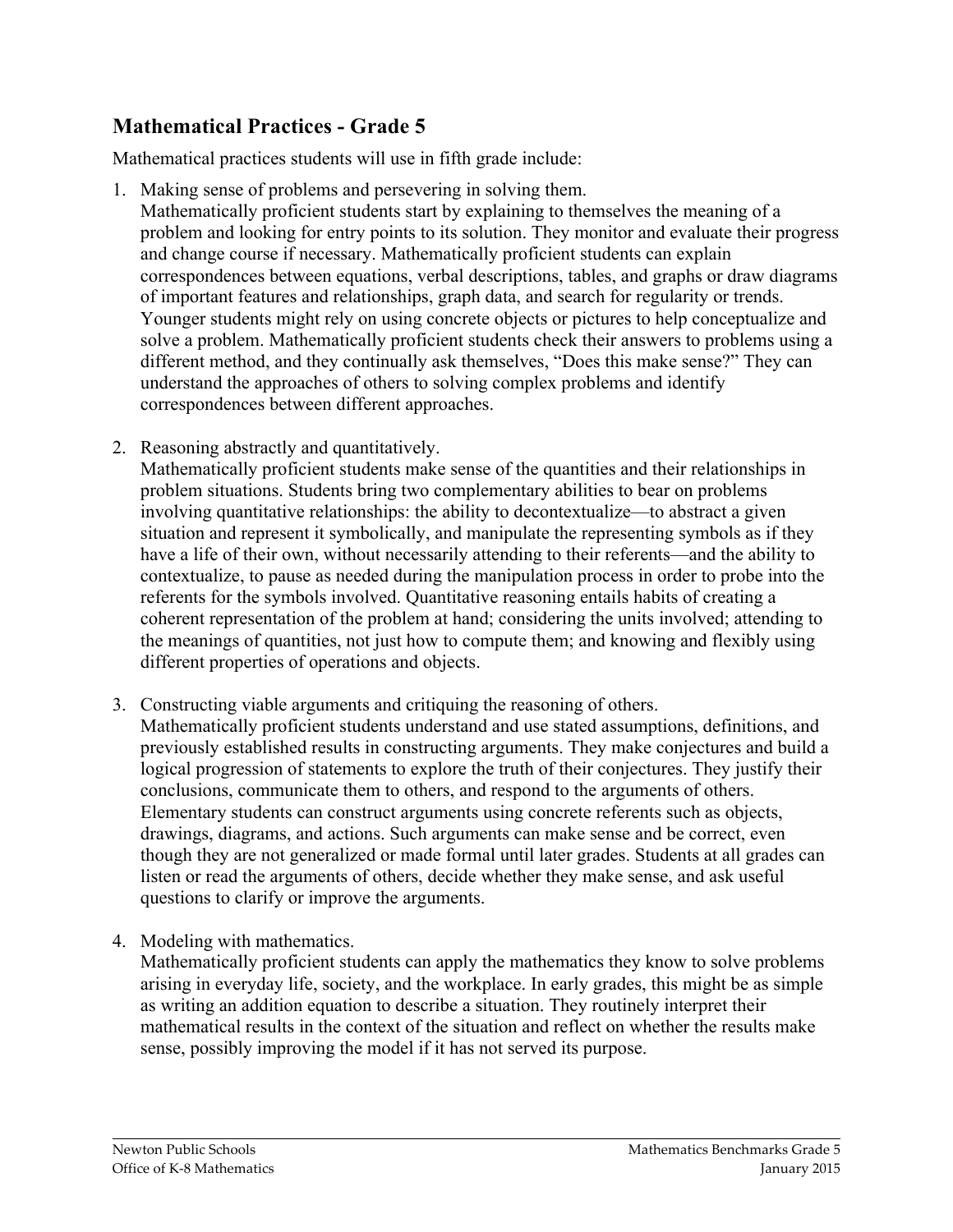## Mathematical Practices - Grade 5

Mathematical practices students will use in fifth grade include:

1. Making sense of problems and persevering in solving them.
   Mathematically proficient students start by explaining to themselves the meaning of a problem and looking for entry points to its solution. They monitor and evaluate their progress and change course if necessary. Mathematically proficient students can explain correspondences between equations, verbal descriptions, tables, and graphs or draw diagrams of important features and relationships, graph data, and search for regularity or trends. Younger students might rely on using concrete objects or pictures to help conceptualize and solve a problem. Mathematically proficient students check their answers to problems using a different method, and they continually ask themselves, "Does this make sense?" They can understand the approaches of others to solving complex problems and identify correspondences between different approaches.

2. Reasoning abstractly and quantitatively.
   Mathematically proficient students make sense of the quantities and their relationships in problem situations. Students bring two complementary abilities to bear on problems involving quantitative relationships: the ability to decontextualize—to abstract a given situation and represent it symbolically, and manipulate the representing symbols as if they have a life of their own, without necessarily attending to their referents—and the ability to contextualize, to pause as needed during the manipulation process in order to probe into the referents for the symbols involved. Quantitative reasoning entails habits of creating a coherent representation of the problem at hand; considering the units involved; attending to the meanings of quantities, not just how to compute them; and knowing and flexibly using different properties of operations and objects.

3. Constructing viable arguments and critiquing the reasoning of others.
   Mathematically proficient students understand and use stated assumptions, definitions, and previously established results in constructing arguments. They make conjectures and build a logical progression of statements to explore the truth of their conjectures. They justify their conclusions, communicate them to others, and respond to the arguments of others. Elementary students can construct arguments using concrete referents such as objects, drawings, diagrams, and actions. Such arguments can make sense and be correct, even though they are not generalized or made formal until later grades. Students at all grades can listen or read the arguments of others, decide whether they make sense, and ask useful questions to clarify or improve the arguments.

4. Modeling with mathematics.
   Mathematically proficient students can apply the mathematics they know to solve problems arising in everyday life, society, and the workplace. In early grades, this might be as simple as writing an addition equation to describe a situation. They routinely interpret their mathematical results in the context of the situation and reflect on whether the results make sense, possibly improving the model if it has not served its purpose.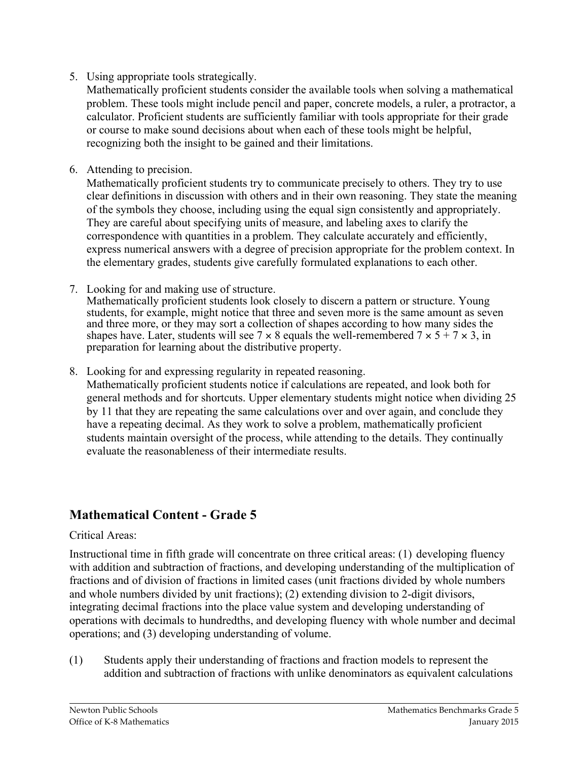5. Using appropriate tools strategically.
   Mathematically proficient students consider the available tools when solving a mathematical problem. These tools might include pencil and paper, concrete models, a ruler, a protractor, a calculator. Proficient students are sufficiently familiar with tools appropriate for their grade or course to make sound decisions about when each of these tools might be helpful, recognizing both the insight to be gained and their limitations.

6. Attending to precision.
   Mathematically proficient students try to communicate precisely to others. They try to use clear definitions in discussion with others and in their own reasoning. They state the meaning of the symbols they choose, including using the equal sign consistently and appropriately. They are careful about specifying units of measure, and labeling axes to clarify the correspondence with quantities in a problem. They calculate accurately and efficiently, express numerical answers with a degree of precision appropriate for the problem context. In the elementary grades, students give carefully formulated explanations to each other.

7. Looking for and making use of structure.
   Mathematically proficient students look closely to discern a pattern or structure. Young students, for example, might notice that three and seven more is the same amount as seven and three more, or they may sort a collection of shapes according to how many sides the shapes have. Later, students will see $7 \times 8$ equals the well-remembered $7 \times 5 + 7 \times 3$, in preparation for learning about the distributive property.

8. Looking for and expressing regularity in repeated reasoning.
   Mathematically proficient students notice if calculations are repeated, and look both for general methods and for shortcuts. Upper elementary students might notice when dividing 25 by 11 that they are repeating the same calculations over and over again, and conclude they have a repeating decimal. As they work to solve a problem, mathematically proficient students maintain oversight of the process, while attending to the details. They continually evaluate the reasonableness of their intermediate results.

## Mathematical Content - Grade 5

Critical Areas:

Instructional time in fifth grade will concentrate on three critical areas: (1) developing fluency with addition and subtraction of fractions, and developing understanding of the multiplication of fractions and of division of fractions in limited cases (unit fractions divided by whole numbers and whole numbers divided by unit fractions); (2) extending division to 2-digit divisors, integrating decimal fractions into the place value system and developing understanding of operations with decimals to hundredths, and developing fluency with whole number and decimal operations; and (3) developing understanding of volume.

(1) Students apply their understanding of fractions and fraction models to represent the addition and subtraction of fractions with unlike denominators as equivalent calculations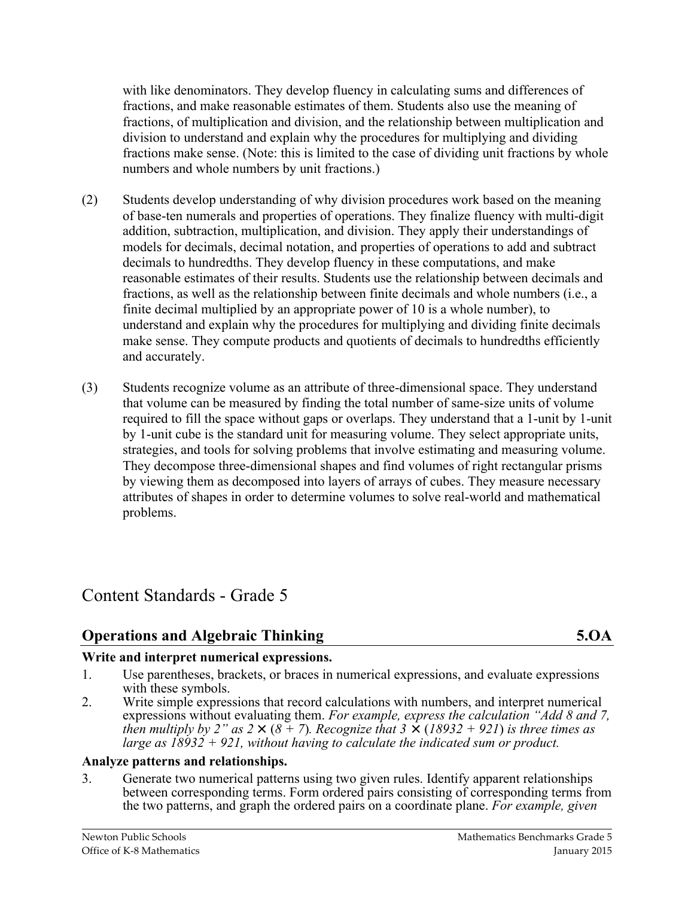with like denominators. They develop fluency in calculating sums and differences of fractions, and make reasonable estimates of them. Students also use the meaning of fractions, of multiplication and division, and the relationship between multiplication and division to understand and explain why the procedures for multiplying and dividing fractions make sense. (Note: this is limited to the case of dividing unit fractions by whole numbers and whole numbers by unit fractions.)

(2) Students develop understanding of why division procedures work based on the meaning of base-ten numerals and properties of operations. They finalize fluency with multi-digit addition, subtraction, multiplication, and division. They apply their understandings of models for decimals, decimal notation, and properties of operations to add and subtract decimals to hundredths. They develop fluency in these computations, and make reasonable estimates of their results. Students use the relationship between decimals and fractions, as well as the relationship between finite decimals and whole numbers (i.e., a finite decimal multiplied by an appropriate power of 10 is a whole number), to understand and explain why the procedures for multiplying and dividing finite decimals make sense. They compute products and quotients of decimals to hundredths efficiently and accurately.

(3) Students recognize volume as an attribute of three-dimensional space. They understand that volume can be measured by finding the total number of same-size units of volume required to fill the space without gaps or overlaps. They understand that a 1-unit by 1-unit by 1-unit cube is the standard unit for measuring volume. They select appropriate units, strategies, and tools for solving problems that involve estimating and measuring volume. They decompose three-dimensional shapes and find volumes of right rectangular prisms by viewing them as decomposed into layers of arrays of cubes. They measure necessary attributes of shapes in order to determine volumes to solve real-world and mathematical problems.

# Content Standards - Grade 5

## Operations and Algebraic Thinking 5.OA

**Write and interpret numerical expressions.**

1. Use parentheses, brackets, or braces in numerical expressions, and evaluate expressions with these symbols.
2. Write simple expressions that record calculations with numbers, and interpret numerical expressions without evaluating them. *For example, express the calculation "Add 8 and 7, then multiply by 2" as $2 \times (8 + 7)$. Recognize that $3 \times (18932 + 921)$ is three times as large as $18932 + 921$, without having to calculate the indicated sum or product.*

**Analyze patterns and relationships.**

3. Generate two numerical patterns using two given rules. Identify apparent relationships between corresponding terms. Form ordered pairs consisting of corresponding terms from the two patterns, and graph the ordered pairs on a coordinate plane. *For example, given*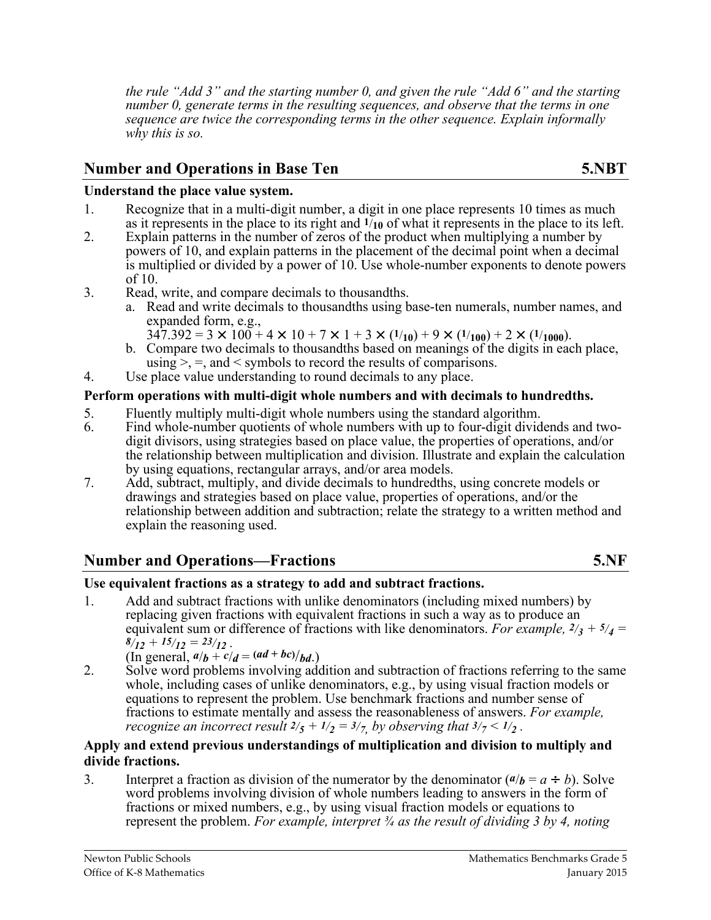*the rule "Add 3" and the starting number 0, and given the rule "Add 6" and the starting number 0, generate terms in the resulting sequences, and observe that the terms in one sequence are twice the corresponding terms in the other sequence. Explain informally why this is so.*

## Number and Operations in Base Ten 5.NBT

**Understand the place value system.**

1. Recognize that in a multi-digit number, a digit in one place represents 10 times as much as it represents in the place to its right and $1/10$ of what it represents in the place to its left.
2. Explain patterns in the number of zeros of the product when multiplying a number by powers of 10, and explain patterns in the placement of the decimal point when a decimal is multiplied or divided by a power of 10. Use whole-number exponents to denote powers of 10.
3. Read, write, and compare decimals to thousandths.
   a. Read and write decimals to thousandths using base-ten numerals, number names, and expanded form, e.g., $347.392 = 3 \times 100 + 4 \times 10 + 7 \times 1 + 3 \times (1/10) + 9 \times (1/100) + 2 \times (1/1000)$.
   b. Compare two decimals to thousandths based on meanings of the digits in each place, using >, =, and < symbols to record the results of comparisons.
4. Use place value understanding to round decimals to any place.

**Perform operations with multi-digit whole numbers and with decimals to hundredths.**

5. Fluently multiply multi-digit whole numbers using the standard algorithm.
6. Find whole-number quotients of whole numbers with up to four-digit dividends and two-digit divisors, using strategies based on place value, the properties of operations, and/or the relationship between multiplication and division. Illustrate and explain the calculation by using equations, rectangular arrays, and/or area models.
7. Add, subtract, multiply, and divide decimals to hundredths, using concrete models or drawings and strategies based on place value, properties of operations, and/or the relationship between addition and subtraction; relate the strategy to a written method and explain the reasoning used.

## Number and Operations—Fractions 5.NF

**Use equivalent fractions as a strategy to add and subtract fractions.**

1. Add and subtract fractions with unlike denominators (including mixed numbers) by replacing given fractions with equivalent fractions in such a way as to produce an equivalent sum or difference of fractions with like denominators. *For example, $2/3 + 5/4 = 8/12 + 15/12 = 23/12$.* (In general, $a/b + c/d = (ad + bc)/bd$.)
2. Solve word problems involving addition and subtraction of fractions referring to the same whole, including cases of unlike denominators, e.g., by using visual fraction models or equations to represent the problem. Use benchmark fractions and number sense of fractions to estimate mentally and assess the reasonableness of answers. *For example, recognize an incorrect result $2/5 + 1/2 = 3/7$, by observing that $3/7 < 1/2$.*

**Apply and extend previous understandings of multiplication and division to multiply and divide fractions.**

3. Interpret a fraction as division of the numerator by the denominator ($a/b = a \div b$). Solve word problems involving division of whole numbers leading to answers in the form of fractions or mixed numbers, e.g., by using visual fraction models or equations to represent the problem. *For example, interpret ¾ as the result of dividing 3 by 4, noting*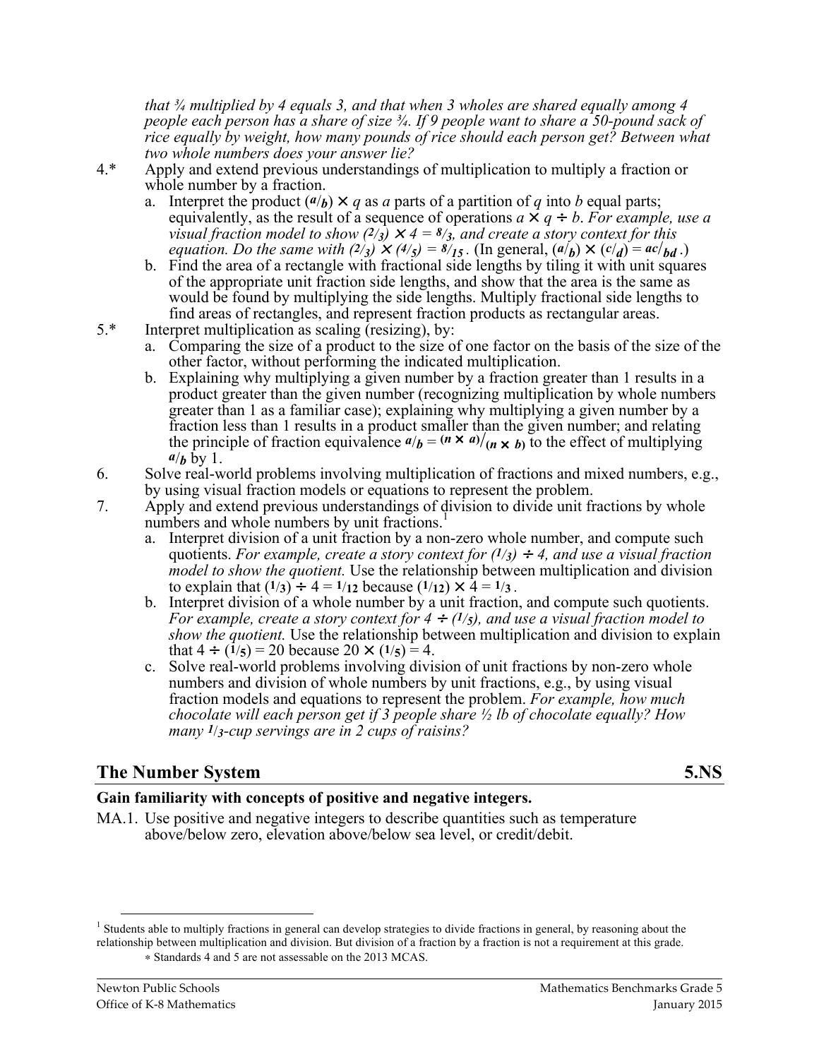*that ¾ multiplied by 4 equals 3, and that when 3 wholes are shared equally among 4 people each person has a share of size ¾. If 9 people want to share a 50-pound sack of rice equally by weight, how many pounds of rice should each person get? Between what two whole numbers does your answer lie?*

4.* Apply and extend previous understandings of multiplication to multiply a fraction or whole number by a fraction.
   a. Interpret the product $(a/b) \times q$ as $a$ parts of a partition of $q$ into $b$ equal parts; equivalently, as the result of a sequence of operations $a \times q \div b$. *For example, use a visual fraction model to show* $(2/3) \times 4 = 8/3$, *and create a story context for this equation. Do the same with* $(2/3) \times (4/5) = 8/15$. (In general, $(a/b) \times (c/d) = ac/bd$.)
   b. Find the area of a rectangle with fractional side lengths by tiling it with unit squares of the appropriate unit fraction side lengths, and show that the area is the same as would be found by multiplying the side lengths. Multiply fractional side lengths to find areas of rectangles, and represent fraction products as rectangular areas.

5.* Interpret multiplication as scaling (resizing), by:
   a. Comparing the size of a product to the size of one factor on the basis of the size of the other factor, without performing the indicated multiplication.
   b. Explaining why multiplying a given number by a fraction greater than 1 results in a product greater than the given number (recognizing multiplication by whole numbers greater than 1 as a familiar case); explaining why multiplying a given number by a fraction less than 1 results in a product smaller than the given number; and relating the principle of fraction equivalence $a/b = (n \times a)/(n \times b)$ to the effect of multiplying $a/b$ by 1.

6. Solve real-world problems involving multiplication of fractions and mixed numbers, e.g., by using visual fraction models or equations to represent the problem.

7. Apply and extend previous understandings of division to divide unit fractions by whole numbers and whole numbers by unit fractions.[1]
   a. Interpret division of a unit fraction by a non-zero whole number, and compute such quotients. *For example, create a story context for* $(1/3) \div 4$, *and use a visual fraction model to show the quotient.* Use the relationship between multiplication and division to explain that $(1/3) \div 4 = 1/12$ because $(1/12) \times 4 = 1/3$.
   b. Interpret division of a whole number by a unit fraction, and compute such quotients. *For example, create a story context for* $4 \div (1/5)$, *and use a visual fraction model to show the quotient.* Use the relationship between multiplication and division to explain that $4 \div (1/5) = 20$ because $20 \times (1/5) = 4$.
   c. Solve real-world problems involving division of unit fractions by non-zero whole numbers and division of whole numbers by unit fractions, e.g., by using visual fraction models and equations to represent the problem. *For example, how much chocolate will each person get if 3 people share ½ lb of chocolate equally? How many* $1/3$*-cup servings are in 2 cups of raisins?*

## The Number System — 5.NS

**Gain familiarity with concepts of positive and negative integers.**

MA.1. Use positive and negative integers to describe quantities such as temperature above/below zero, elevation above/below sea level, or credit/debit.

---

[1] Students able to multiply fractions in general can develop strategies to divide fractions in general, by reasoning about the relationship between multiplication and division. But division of a fraction by a fraction is not a requirement at this grade.

* Standards 4 and 5 are not assessable on the 2013 MCAS.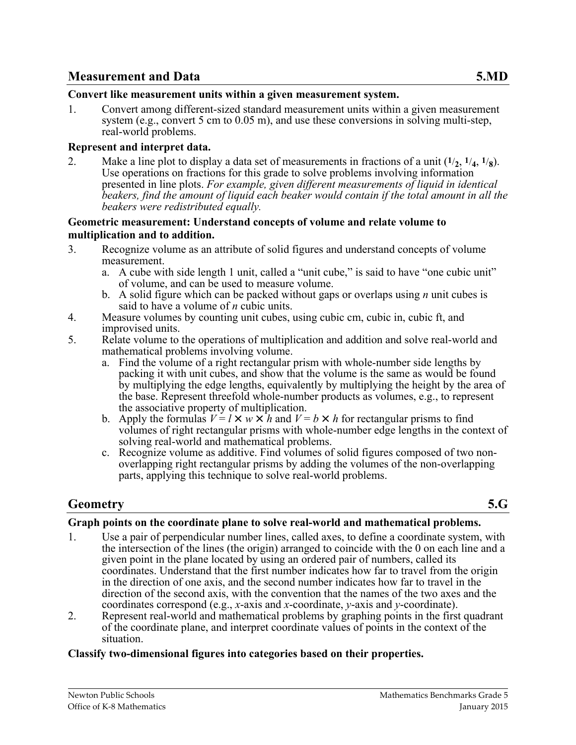## Measurement and Data 5.MD

**Convert like measurement units within a given measurement system.**

1. Convert among different-sized standard measurement units within a given measurement system (e.g., convert 5 cm to 0.05 m), and use these conversions in solving multi-step, real-world problems.

**Represent and interpret data.**

2. Make a line plot to display a data set of measurements in fractions of a unit ($\frac{1}{2}$, $\frac{1}{4}$, $\frac{1}{8}$). Use operations on fractions for this grade to solve problems involving information presented in line plots. *For example, given different measurements of liquid in identical beakers, find the amount of liquid each beaker would contain if the total amount in all the beakers were redistributed equally.*

**Geometric measurement: Understand concepts of volume and relate volume to multiplication and to addition.**

3. Recognize volume as an attribute of solid figures and understand concepts of volume measurement.
   a. A cube with side length 1 unit, called a "unit cube," is said to have "one cubic unit" of volume, and can be used to measure volume.
   b. A solid figure which can be packed without gaps or overlaps using $n$ unit cubes is said to have a volume of $n$ cubic units.
4. Measure volumes by counting unit cubes, using cubic cm, cubic in, cubic ft, and improvised units.
5. Relate volume to the operations of multiplication and addition and solve real-world and mathematical problems involving volume.
   a. Find the volume of a right rectangular prism with whole-number side lengths by packing it with unit cubes, and show that the volume is the same as would be found by multiplying the edge lengths, equivalently by multiplying the height by the area of the base. Represent threefold whole-number products as volumes, e.g., to represent the associative property of multiplication.
   b. Apply the formulas $V = l \times w \times h$ and $V = b \times h$ for rectangular prisms to find volumes of right rectangular prisms with whole-number edge lengths in the context of solving real-world and mathematical problems.
   c. Recognize volume as additive. Find volumes of solid figures composed of two non-overlapping right rectangular prisms by adding the volumes of the non-overlapping parts, applying this technique to solve real-world problems.

## Geometry 5.G

**Graph points on the coordinate plane to solve real-world and mathematical problems.**

1. Use a pair of perpendicular number lines, called axes, to define a coordinate system, with the intersection of the lines (the origin) arranged to coincide with the 0 on each line and a given point in the plane located by using an ordered pair of numbers, called its coordinates. Understand that the first number indicates how far to travel from the origin in the direction of one axis, and the second number indicates how far to travel in the direction of the second axis, with the convention that the names of the two axes and the coordinates correspond (e.g., $x$-axis and $x$-coordinate, $y$-axis and $y$-coordinate).
2. Represent real-world and mathematical problems by graphing points in the first quadrant of the coordinate plane, and interpret coordinate values of points in the context of the situation.

**Classify two-dimensional figures into categories based on their properties.**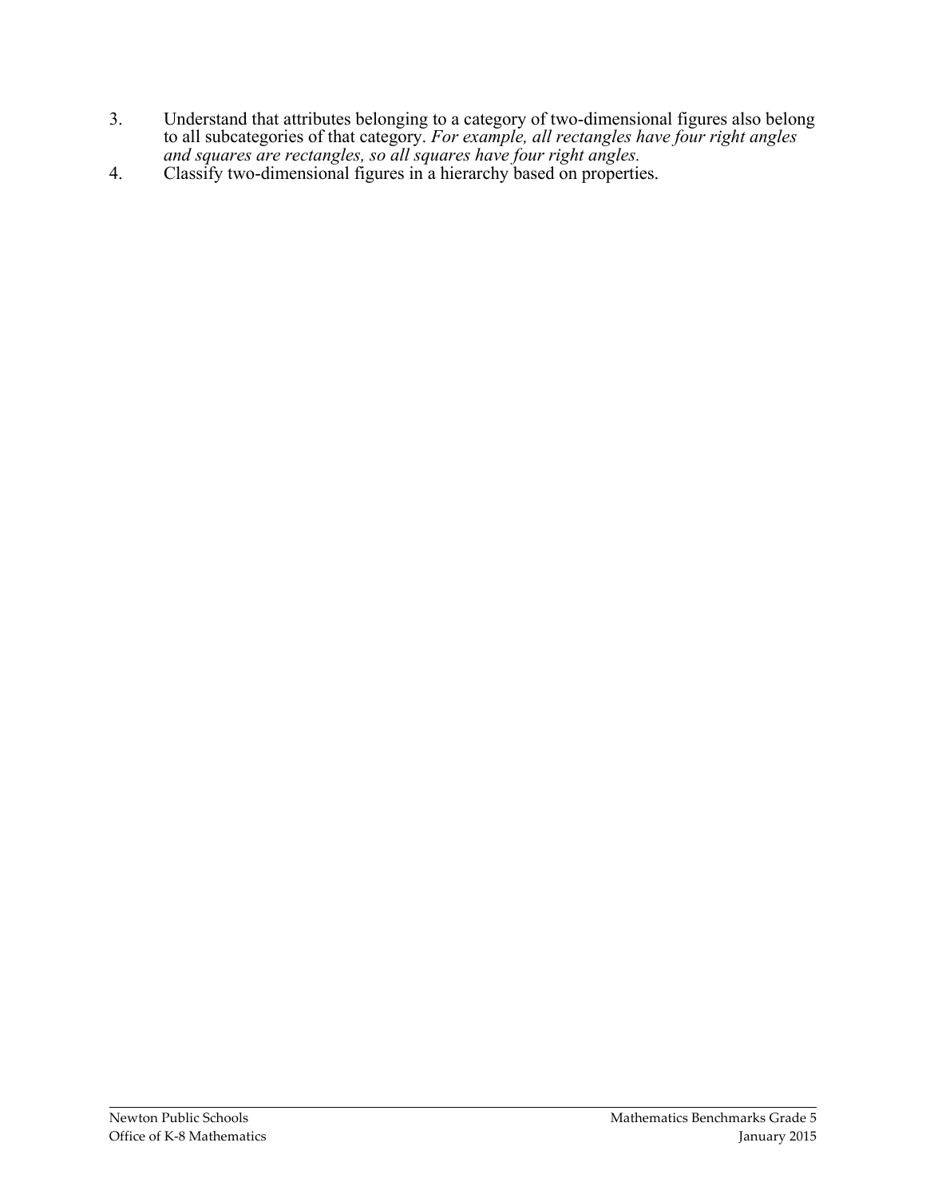3. Understand that attributes belonging to a category of two-dimensional figures also belong to all subcategories of that category. *For example, all rectangles have four right angles and squares are rectangles, so all squares have four right angles.*
4. Classify two-dimensional figures in a hierarchy based on properties.